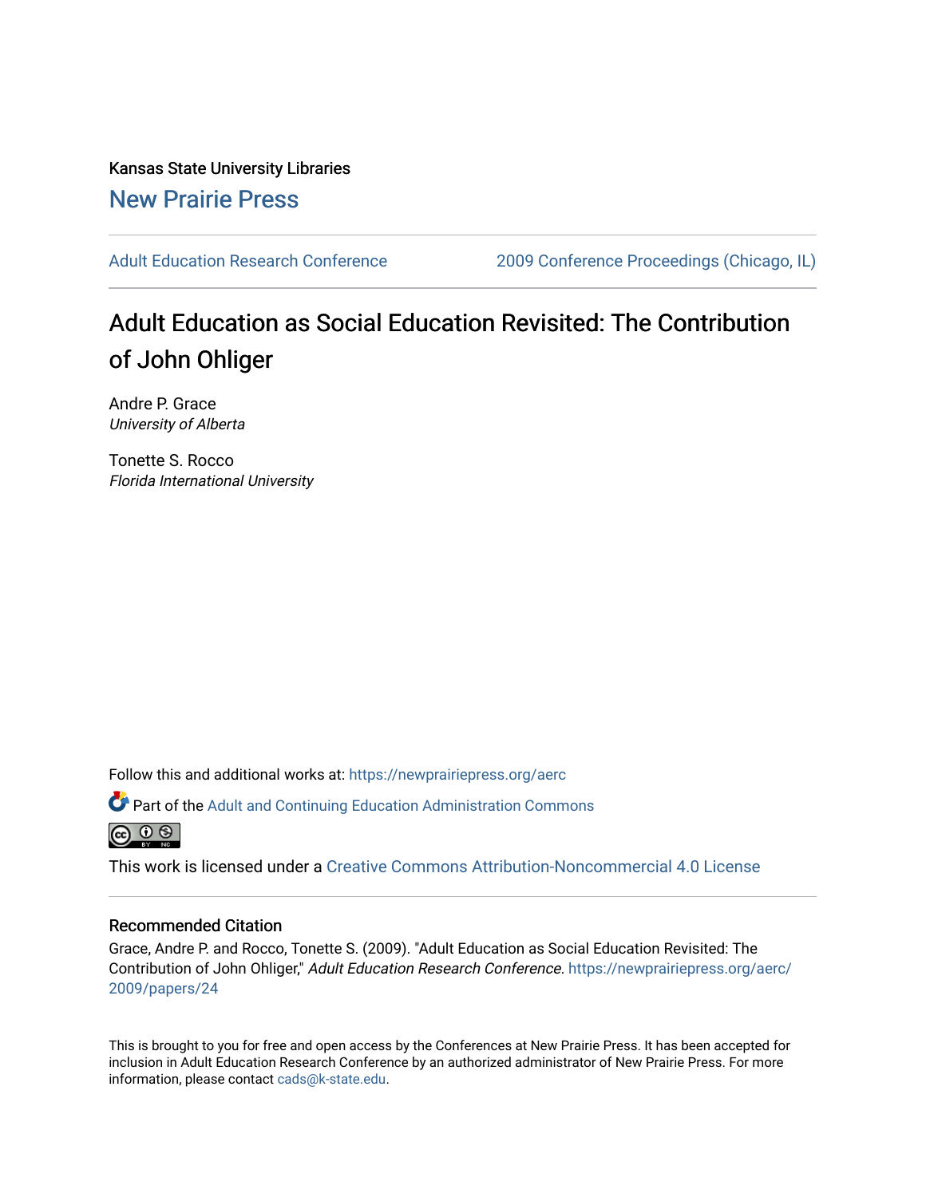Kansas State University Libraries

New Prairie Press

Adult Education Research Conference

2009 Conference Proceedings (Chicago, IL)

# Adult Education as Social Education Revisited: The Contribution of John Ohliger

Andre P. Grace
*University of Alberta*

Tonette S. Rocco
*Florida International University*

Follow this and additional works at: https://newprairiepress.org/aerc

Part of the Adult and Continuing Education Administration Commons

This work is licensed under a Creative Commons Attribution-Noncommercial 4.0 License

## Recommended Citation

Grace, Andre P. and Rocco, Tonette S. (2009). "Adult Education as Social Education Revisited: The Contribution of John Ohliger," *Adult Education Research Conference*. https://newprairiepress.org/aerc/2009/papers/24

This is brought to you for free and open access by the Conferences at New Prairie Press. It has been accepted for inclusion in Adult Education Research Conference by an authorized administrator of New Prairie Press. For more information, please contact cads@k-state.edu.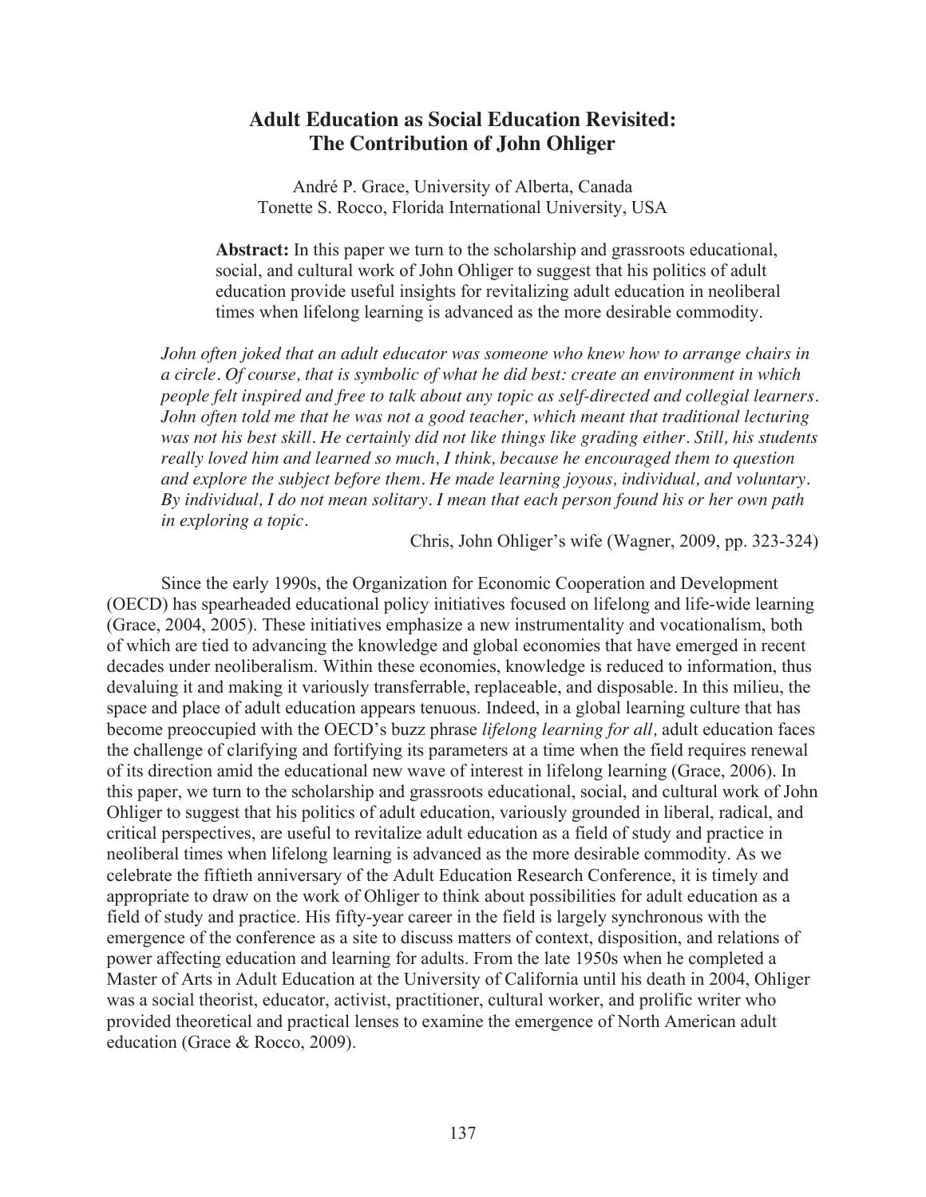# Adult Education as Social Education Revisited: The Contribution of John Ohliger

André P. Grace, University of Alberta, Canada
Tonette S. Rocco, Florida International University, USA

**Abstract:** In this paper we turn to the scholarship and grassroots educational, social, and cultural work of John Ohliger to suggest that his politics of adult education provide useful insights for revitalizing adult education in neoliberal times when lifelong learning is advanced as the more desirable commodity.

> *John often joked that an adult educator was someone who knew how to arrange chairs in a circle. Of course, that is symbolic of what he did best: create an environment in which people felt inspired and free to talk about any topic as self-directed and collegial learners. John often told me that he was not a good teacher, which meant that traditional lecturing was not his best skill. He certainly did not like things like grading either. Still, his students really loved him and learned so much, I think, because he encouraged them to question and explore the subject before them. He made learning joyous, individual, and voluntary. By individual, I do not mean solitary. I mean that each person found his or her own path in exploring a topic.*
>
> Chris, John Ohliger's wife (Wagner, 2009, pp. 323-324)

Since the early 1990s, the Organization for Economic Cooperation and Development (OECD) has spearheaded educational policy initiatives focused on lifelong and life-wide learning (Grace, 2004, 2005). These initiatives emphasize a new instrumentality and vocationalism, both of which are tied to advancing the knowledge and global economies that have emerged in recent decades under neoliberalism. Within these economies, knowledge is reduced to information, thus devaluing it and making it variously transferrable, replaceable, and disposable. In this milieu, the space and place of adult education appears tenuous. Indeed, in a global learning culture that has become preoccupied with the OECD's buzz phrase *lifelong learning for all,* adult education faces the challenge of clarifying and fortifying its parameters at a time when the field requires renewal of its direction amid the educational new wave of interest in lifelong learning (Grace, 2006). In this paper, we turn to the scholarship and grassroots educational, social, and cultural work of John Ohliger to suggest that his politics of adult education, variously grounded in liberal, radical, and critical perspectives, are useful to revitalize adult education as a field of study and practice in neoliberal times when lifelong learning is advanced as the more desirable commodity. As we celebrate the fiftieth anniversary of the Adult Education Research Conference, it is timely and appropriate to draw on the work of Ohliger to think about possibilities for adult education as a field of study and practice. His fifty-year career in the field is largely synchronous with the emergence of the conference as a site to discuss matters of context, disposition, and relations of power affecting education and learning for adults. From the late 1950s when he completed a Master of Arts in Adult Education at the University of California until his death in 2004, Ohliger was a social theorist, educator, activist, practitioner, cultural worker, and prolific writer who provided theoretical and practical lenses to examine the emergence of North American adult education (Grace & Rocco, 2009).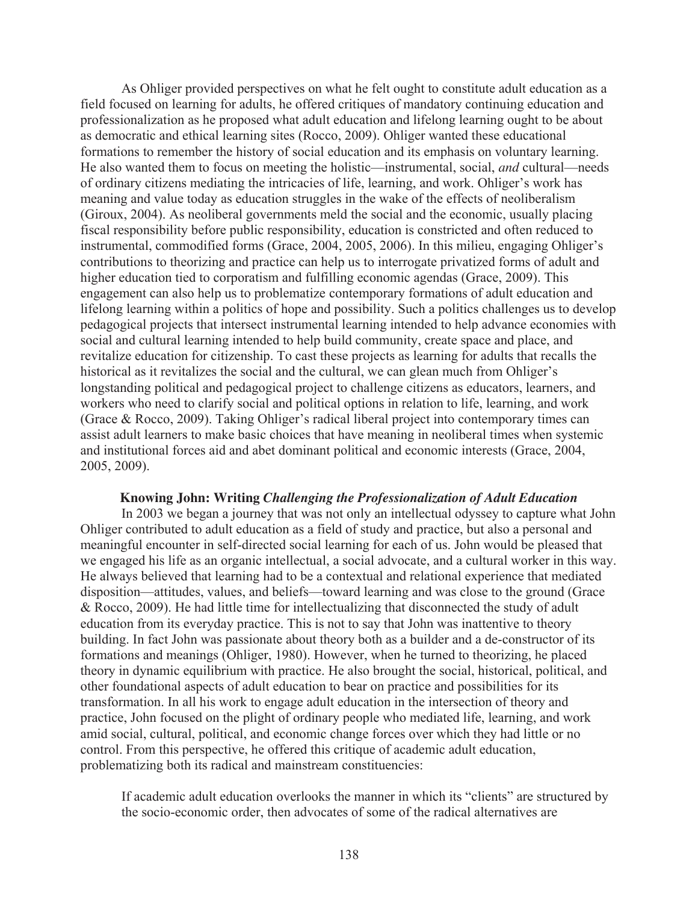As Ohliger provided perspectives on what he felt ought to constitute adult education as a field focused on learning for adults, he offered critiques of mandatory continuing education and professionalization as he proposed what adult education and lifelong learning ought to be about as democratic and ethical learning sites (Rocco, 2009). Ohliger wanted these educational formations to remember the history of social education and its emphasis on voluntary learning. He also wanted them to focus on meeting the holistic—instrumental, social, *and* cultural—needs of ordinary citizens mediating the intricacies of life, learning, and work. Ohliger's work has meaning and value today as education struggles in the wake of the effects of neoliberalism (Giroux, 2004). As neoliberal governments meld the social and the economic, usually placing fiscal responsibility before public responsibility, education is constricted and often reduced to instrumental, commodified forms (Grace, 2004, 2005, 2006). In this milieu, engaging Ohliger's contributions to theorizing and practice can help us to interrogate privatized forms of adult and higher education tied to corporatism and fulfilling economic agendas (Grace, 2009). This engagement can also help us to problematize contemporary formations of adult education and lifelong learning within a politics of hope and possibility. Such a politics challenges us to develop pedagogical projects that intersect instrumental learning intended to help advance economies with social and cultural learning intended to help build community, create space and place, and revitalize education for citizenship. To cast these projects as learning for adults that recalls the historical as it revitalizes the social and the cultural, we can glean much from Ohliger's longstanding political and pedagogical project to challenge citizens as educators, learners, and workers who need to clarify social and political options in relation to life, learning, and work (Grace & Rocco, 2009). Taking Ohliger's radical liberal project into contemporary times can assist adult learners to make basic choices that have meaning in neoliberal times when systemic and institutional forces aid and abet dominant political and economic interests (Grace, 2004, 2005, 2009).

### Knowing John: Writing *Challenging the Professionalization of Adult Education*

In 2003 we began a journey that was not only an intellectual odyssey to capture what John Ohliger contributed to adult education as a field of study and practice, but also a personal and meaningful encounter in self-directed social learning for each of us. John would be pleased that we engaged his life as an organic intellectual, a social advocate, and a cultural worker in this way. He always believed that learning had to be a contextual and relational experience that mediated disposition—attitudes, values, and beliefs—toward learning and was close to the ground (Grace & Rocco, 2009). He had little time for intellectualizing that disconnected the study of adult education from its everyday practice. This is not to say that John was inattentive to theory building. In fact John was passionate about theory both as a builder and a de-constructor of its formations and meanings (Ohliger, 1980). However, when he turned to theorizing, he placed theory in dynamic equilibrium with practice. He also brought the social, historical, political, and other foundational aspects of adult education to bear on practice and possibilities for its transformation. In all his work to engage adult education in the intersection of theory and practice, John focused on the plight of ordinary people who mediated life, learning, and work amid social, cultural, political, and economic change forces over which they had little or no control. From this perspective, he offered this critique of academic adult education, problematizing both its radical and mainstream constituencies:

> If academic adult education overlooks the manner in which its "clients" are structured by the socio-economic order, then advocates of some of the radical alternatives are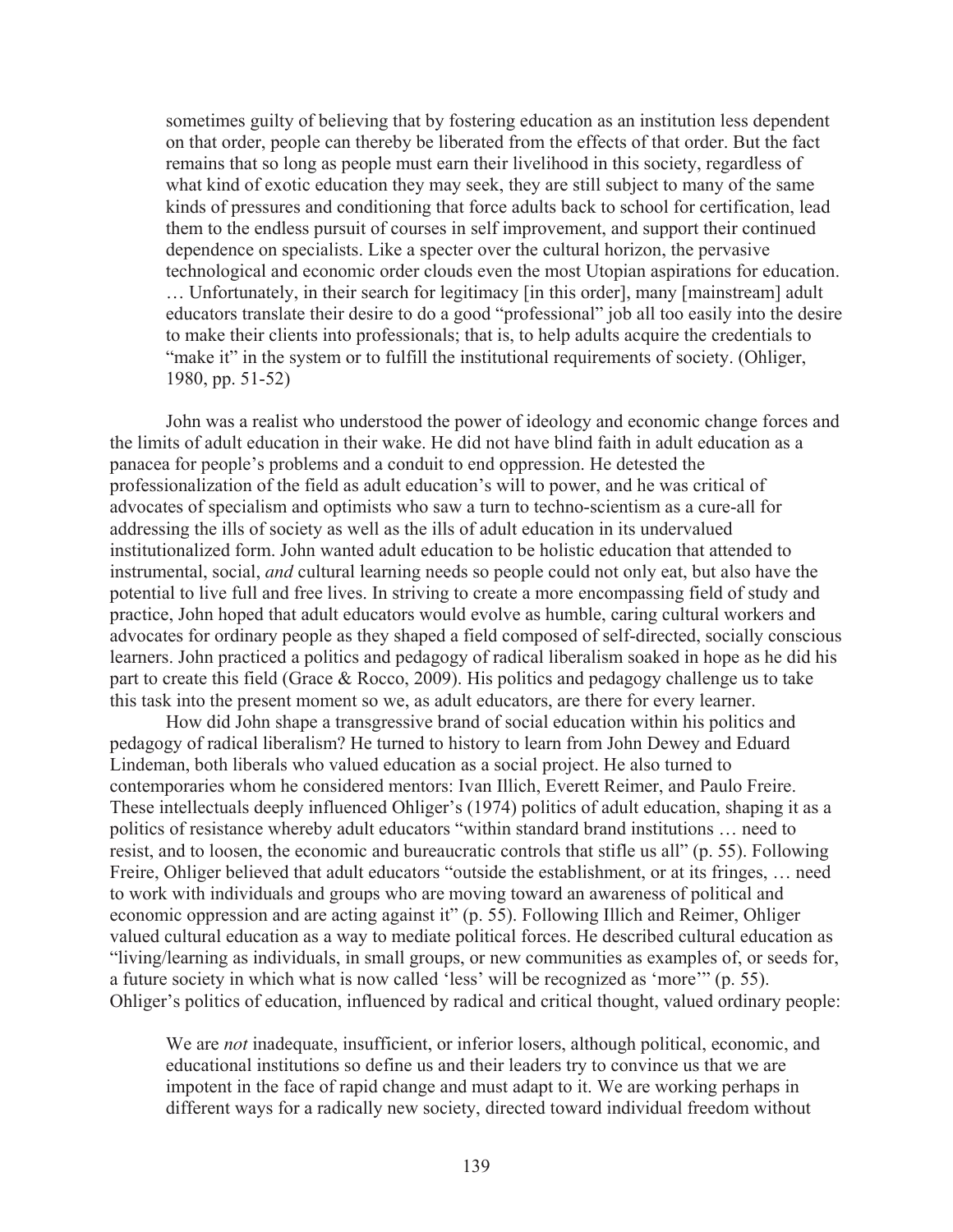> sometimes guilty of believing that by fostering education as an institution less dependent on that order, people can thereby be liberated from the effects of that order. But the fact remains that so long as people must earn their livelihood in this society, regardless of what kind of exotic education they may seek, they are still subject to many of the same kinds of pressures and conditioning that force adults back to school for certification, lead them to the endless pursuit of courses in self improvement, and support their continued dependence on specialists. Like a specter over the cultural horizon, the pervasive technological and economic order clouds even the most Utopian aspirations for education. … Unfortunately, in their search for legitimacy [in this order], many [mainstream] adult educators translate their desire to do a good "professional" job all too easily into the desire to make their clients into professionals; that is, to help adults acquire the credentials to "make it" in the system or to fulfill the institutional requirements of society. (Ohliger, 1980, pp. 51-52)

John was a realist who understood the power of ideology and economic change forces and the limits of adult education in their wake. He did not have blind faith in adult education as a panacea for people's problems and a conduit to end oppression. He detested the professionalization of the field as adult education's will to power, and he was critical of advocates of specialism and optimists who saw a turn to techno-scientism as a cure-all for addressing the ills of society as well as the ills of adult education in its undervalued institutionalized form. John wanted adult education to be holistic education that attended to instrumental, social, *and* cultural learning needs so people could not only eat, but also have the potential to live full and free lives. In striving to create a more encompassing field of study and practice, John hoped that adult educators would evolve as humble, caring cultural workers and advocates for ordinary people as they shaped a field composed of self-directed, socially conscious learners. John practiced a politics and pedagogy of radical liberalism soaked in hope as he did his part to create this field (Grace & Rocco, 2009). His politics and pedagogy challenge us to take this task into the present moment so we, as adult educators, are there for every learner.

How did John shape a transgressive brand of social education within his politics and pedagogy of radical liberalism? He turned to history to learn from John Dewey and Eduard Lindeman, both liberals who valued education as a social project. He also turned to contemporaries whom he considered mentors: Ivan Illich, Everett Reimer, and Paulo Freire. These intellectuals deeply influenced Ohliger's (1974) politics of adult education, shaping it as a politics of resistance whereby adult educators "within standard brand institutions … need to resist, and to loosen, the economic and bureaucratic controls that stifle us all" (p. 55). Following Freire, Ohliger believed that adult educators "outside the establishment, or at its fringes, … need to work with individuals and groups who are moving toward an awareness of political and economic oppression and are acting against it" (p. 55). Following Illich and Reimer, Ohliger valued cultural education as a way to mediate political forces. He described cultural education as "living/learning as individuals, in small groups, or new communities as examples of, or seeds for, a future society in which what is now called 'less' will be recognized as 'more'" (p. 55). Ohliger's politics of education, influenced by radical and critical thought, valued ordinary people:

> We are *not* inadequate, insufficient, or inferior losers, although political, economic, and educational institutions so define us and their leaders try to convince us that we are impotent in the face of rapid change and must adapt to it. We are working perhaps in different ways for a radically new society, directed toward individual freedom without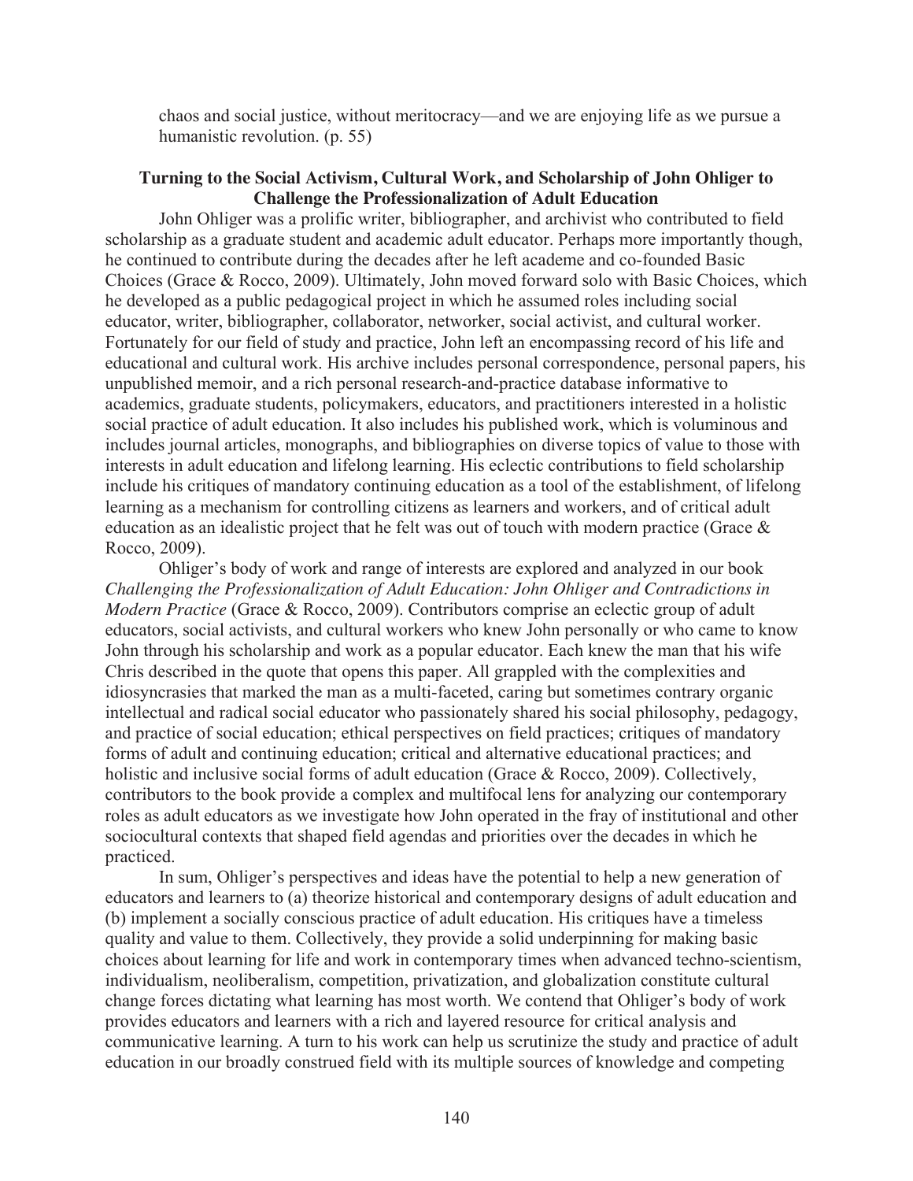chaos and social justice, without meritocracy—and we are enjoying life as we pursue a humanistic revolution. (p. 55)

## Turning to the Social Activism, Cultural Work, and Scholarship of John Ohliger to Challenge the Professionalization of Adult Education

John Ohliger was a prolific writer, bibliographer, and archivist who contributed to field scholarship as a graduate student and academic adult educator. Perhaps more importantly though, he continued to contribute during the decades after he left academe and co-founded Basic Choices (Grace & Rocco, 2009). Ultimately, John moved forward solo with Basic Choices, which he developed as a public pedagogical project in which he assumed roles including social educator, writer, bibliographer, collaborator, networker, social activist, and cultural worker. Fortunately for our field of study and practice, John left an encompassing record of his life and educational and cultural work. His archive includes personal correspondence, personal papers, his unpublished memoir, and a rich personal research-and-practice database informative to academics, graduate students, policymakers, educators, and practitioners interested in a holistic social practice of adult education. It also includes his published work, which is voluminous and includes journal articles, monographs, and bibliographies on diverse topics of value to those with interests in adult education and lifelong learning. His eclectic contributions to field scholarship include his critiques of mandatory continuing education as a tool of the establishment, of lifelong learning as a mechanism for controlling citizens as learners and workers, and of critical adult education as an idealistic project that he felt was out of touch with modern practice (Grace & Rocco, 2009).

Ohliger's body of work and range of interests are explored and analyzed in our book *Challenging the Professionalization of Adult Education: John Ohliger and Contradictions in Modern Practice* (Grace & Rocco, 2009). Contributors comprise an eclectic group of adult educators, social activists, and cultural workers who knew John personally or who came to know John through his scholarship and work as a popular educator. Each knew the man that his wife Chris described in the quote that opens this paper. All grappled with the complexities and idiosyncrasies that marked the man as a multi-faceted, caring but sometimes contrary organic intellectual and radical social educator who passionately shared his social philosophy, pedagogy, and practice of social education; ethical perspectives on field practices; critiques of mandatory forms of adult and continuing education; critical and alternative educational practices; and holistic and inclusive social forms of adult education (Grace & Rocco, 2009). Collectively, contributors to the book provide a complex and multifocal lens for analyzing our contemporary roles as adult educators as we investigate how John operated in the fray of institutional and other sociocultural contexts that shaped field agendas and priorities over the decades in which he practiced.

In sum, Ohliger's perspectives and ideas have the potential to help a new generation of educators and learners to (a) theorize historical and contemporary designs of adult education and (b) implement a socially conscious practice of adult education. His critiques have a timeless quality and value to them. Collectively, they provide a solid underpinning for making basic choices about learning for life and work in contemporary times when advanced techno-scientism, individualism, neoliberalism, competition, privatization, and globalization constitute cultural change forces dictating what learning has most worth. We contend that Ohliger's body of work provides educators and learners with a rich and layered resource for critical analysis and communicative learning. A turn to his work can help us scrutinize the study and practice of adult education in our broadly construed field with its multiple sources of knowledge and competing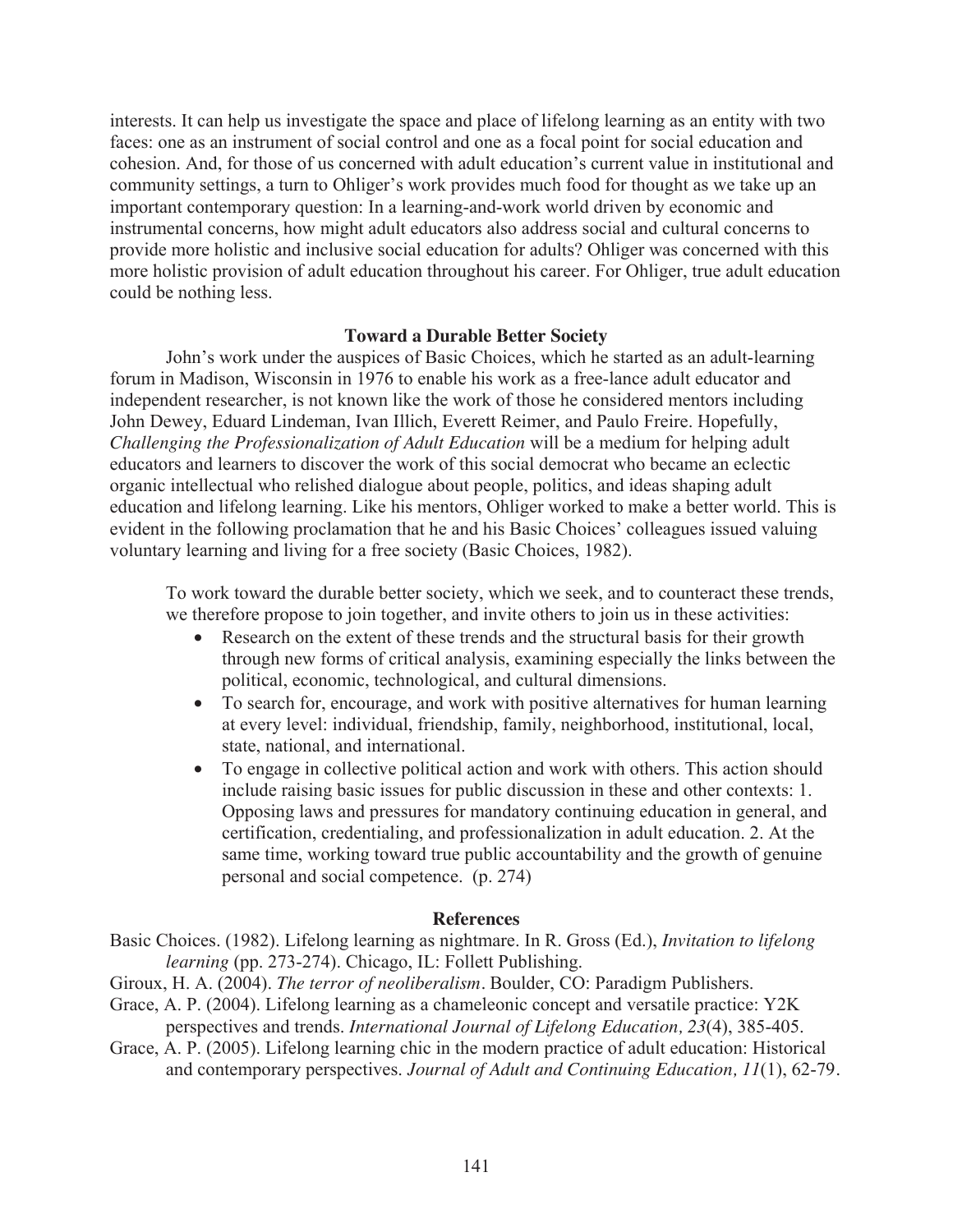interests. It can help us investigate the space and place of lifelong learning as an entity with two faces: one as an instrument of social control and one as a focal point for social education and cohesion. And, for those of us concerned with adult education's current value in institutional and community settings, a turn to Ohliger's work provides much food for thought as we take up an important contemporary question: In a learning-and-work world driven by economic and instrumental concerns, how might adult educators also address social and cultural concerns to provide more holistic and inclusive social education for adults? Ohliger was concerned with this more holistic provision of adult education throughout his career. For Ohliger, true adult education could be nothing less.

## Toward a Durable Better Society

John's work under the auspices of Basic Choices, which he started as an adult-learning forum in Madison, Wisconsin in 1976 to enable his work as a free-lance adult educator and independent researcher, is not known like the work of those he considered mentors including John Dewey, Eduard Lindeman, Ivan Illich, Everett Reimer, and Paulo Freire. Hopefully, *Challenging the Professionalization of Adult Education* will be a medium for helping adult educators and learners to discover the work of this social democrat who became an eclectic organic intellectual who relished dialogue about people, politics, and ideas shaping adult education and lifelong learning. Like his mentors, Ohliger worked to make a better world. This is evident in the following proclamation that he and his Basic Choices' colleagues issued valuing voluntary learning and living for a free society (Basic Choices, 1982).

> To work toward the durable better society, which we seek, and to counteract these trends, we therefore propose to join together, and invite others to join us in these activities:
>
> - Research on the extent of these trends and the structural basis for their growth through new forms of critical analysis, examining especially the links between the political, economic, technological, and cultural dimensions.
> - To search for, encourage, and work with positive alternatives for human learning at every level: individual, friendship, family, neighborhood, institutional, local, state, national, and international.
> - To engage in collective political action and work with others. This action should include raising basic issues for public discussion in these and other contexts: 1. Opposing laws and pressures for mandatory continuing education in general, and certification, credentialing, and professionalization in adult education. 2. At the same time, working toward true public accountability and the growth of genuine personal and social competence. (p. 274)

## References

Basic Choices. (1982). Lifelong learning as nightmare. In R. Gross (Ed.), *Invitation to lifelong learning* (pp. 273-274). Chicago, IL: Follett Publishing.

Giroux, H. A. (2004). *The terror of neoliberalism*. Boulder, CO: Paradigm Publishers.

Grace, A. P. (2004). Lifelong learning as a chameleonic concept and versatile practice: Y2K perspectives and trends. *International Journal of Lifelong Education, 23*(4), 385-405.

Grace, A. P. (2005). Lifelong learning chic in the modern practice of adult education: Historical and contemporary perspectives. *Journal of Adult and Continuing Education, 11*(1), 62-79.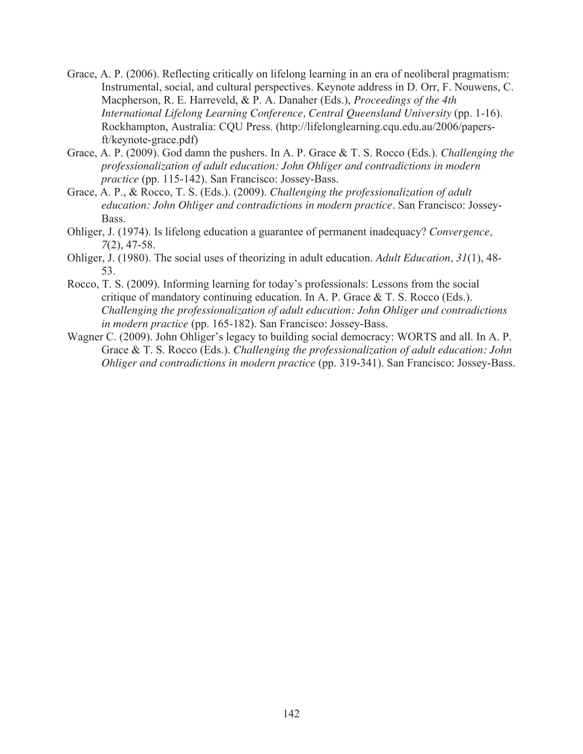Grace, A. P. (2006). Reflecting critically on lifelong learning in an era of neoliberal pragmatism: Instrumental, social, and cultural perspectives. Keynote address in D. Orr, F. Nouwens, C. Macpherson, R. E. Harreveld, & P. A. Danaher (Eds.), *Proceedings of the 4th International Lifelong Learning Conference, Central Queensland University* (pp. 1-16). Rockhampton, Australia: CQU Press. (http://lifelonglearning.cqu.edu.au/2006/papers-ft/keynote-grace.pdf)

Grace, A. P. (2009). God damn the pushers. In A. P. Grace & T. S. Rocco (Eds.). *Challenging the professionalization of adult education: John Ohliger and contradictions in modern practice* (pp. 115-142). San Francisco: Jossey-Bass.

Grace, A. P., & Rocco, T. S. (Eds.). (2009). *Challenging the professionalization of adult education: John Ohliger and contradictions in modern practice*. San Francisco: Jossey-Bass.

Ohliger, J. (1974). Is lifelong education a guarantee of permanent inadequacy? *Convergence, 7*(2), 47-58.

Ohliger, J. (1980). The social uses of theorizing in adult education. *Adult Education*, *31*(1), 48-53.

Rocco, T. S. (2009). Informing learning for today's professionals: Lessons from the social critique of mandatory continuing education. In A. P. Grace & T. S. Rocco (Eds.). *Challenging the professionalization of adult education: John Ohliger and contradictions in modern practice* (pp. 165-182). San Francisco: Jossey-Bass.

Wagner C. (2009). John Ohliger's legacy to building social democracy: WORTS and all. In A. P. Grace & T. S. Rocco (Eds.). *Challenging the professionalization of adult education: John Ohliger and contradictions in modern practice* (pp. 319-341). San Francisco: Jossey-Bass.